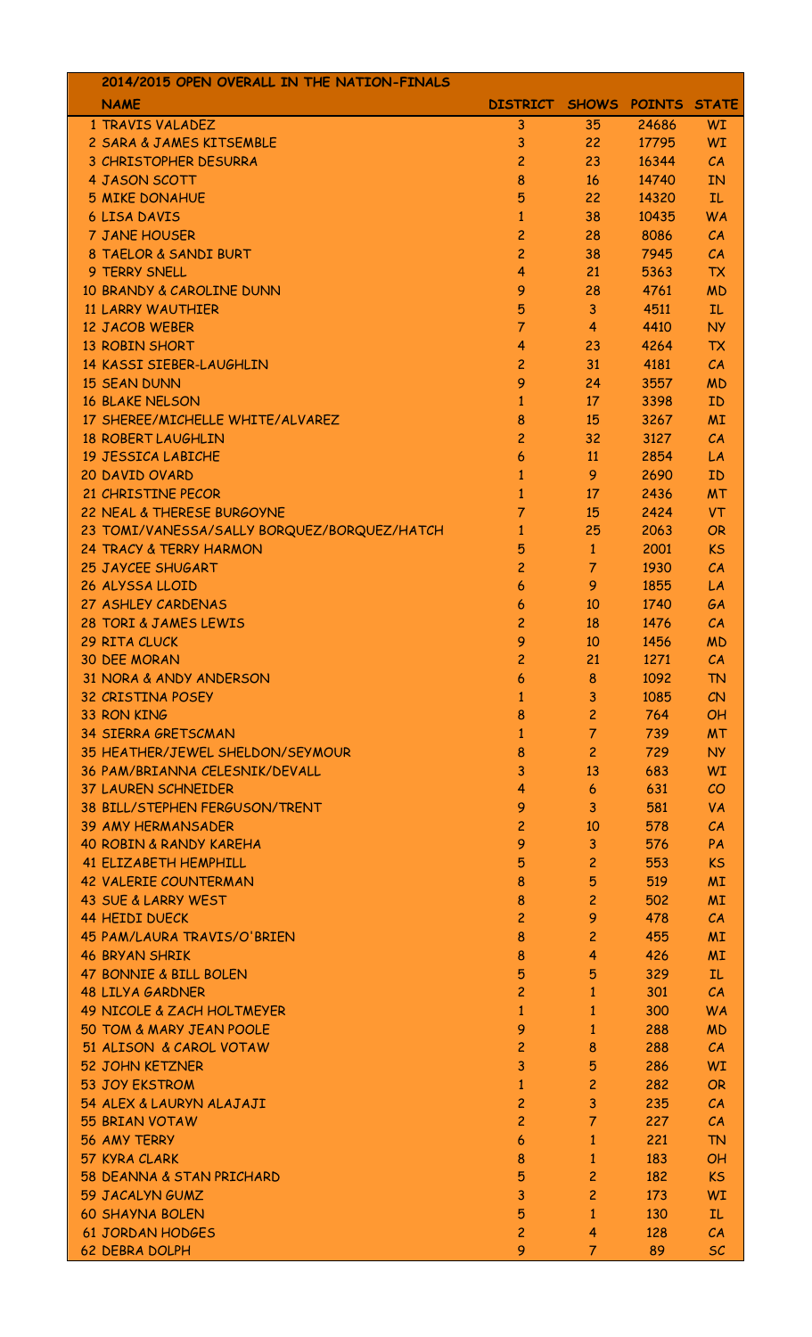## 2014/2015 OPEN OVERALL IN THE NATION-FINALS

| NAME | DISTRICT | SHOWS | POINTS | STATE |
|---|---|---|---|---|
| 1 TRAVIS VALADEZ | 3 | 35 | 24686 | WI |
| 2 SARA & JAMES KITSEMBLE | 3 | 22 | 17795 | WI |
| 3 CHRISTOPHER DESURRA | 2 | 23 | 16344 | CA |
| 4 JASON SCOTT | 8 | 16 | 14740 | IN |
| 5 MIKE DONAHUE | 5 | 22 | 14320 | IL |
| 6 LISA DAVIS | 1 | 38 | 10435 | WA |
| 7 JANE HOUSER | 2 | 28 | 8086 | CA |
| 8 TAELOR & SANDI BURT | 2 | 38 | 7945 | CA |
| 9 TERRY SNELL | 4 | 21 | 5363 | TX |
| 10 BRANDY & CAROLINE DUNN | 9 | 28 | 4761 | MD |
| 11 LARRY WAUTHIER | 5 | 3 | 4511 | IL |
| 12 JACOB WEBER | 7 | 4 | 4410 | NY |
| 13 ROBIN SHORT | 4 | 23 | 4264 | TX |
| 14 KASSI SIEBER-LAUGHLIN | 2 | 31 | 4181 | CA |
| 15 SEAN DUNN | 9 | 24 | 3557 | MD |
| 16 BLAKE NELSON | 1 | 17 | 3398 | ID |
| 17 SHEREE/MICHELLE WHITE/ALVAREZ | 8 | 15 | 3267 | MI |
| 18 ROBERT LAUGHLIN | 2 | 32 | 3127 | CA |
| 19 JESSICA LABICHE | 6 | 11 | 2854 | LA |
| 20 DAVID OVARD | 1 | 9 | 2690 | ID |
| 21 CHRISTINE PECOR | 1 | 17 | 2436 | MT |
| 22 NEAL & THERESE BURGOYNE | 7 | 15 | 2424 | VT |
| 23 TOMI/VANESSA/SALLY BORQUEZ/BORQUEZ/HATCH | 1 | 25 | 2063 | OR |
| 24 TRACY & TERRY HARMON | 5 | 1 | 2001 | KS |
| 25 JAYCEE SHUGART | 2 | 7 | 1930 | CA |
| 26 ALYSSA LLOID | 6 | 9 | 1855 | LA |
| 27 ASHLEY CARDENAS | 6 | 10 | 1740 | GA |
| 28 TORI & JAMES LEWIS | 2 | 18 | 1476 | CA |
| 29 RITA CLUCK | 9 | 10 | 1456 | MD |
| 30 DEE MORAN | 2 | 21 | 1271 | CA |
| 31 NORA & ANDY ANDERSON | 6 | 8 | 1092 | TN |
| 32 CRISTINA POSEY | 1 | 3 | 1085 | CN |
| 33 RON KING | 8 | 2 | 764 | OH |
| 34 SIERRA GRETSCMAN | 1 | 7 | 739 | MT |
| 35 HEATHER/JEWEL SHELDON/SEYMOUR | 8 | 2 | 729 | NY |
| 36 PAM/BRIANNA CELESNIK/DEVALL | 3 | 13 | 683 | WI |
| 37 LAUREN SCHNEIDER | 4 | 6 | 631 | CO |
| 38 BILL/STEPHEN FERGUSON/TRENT | 9 | 3 | 581 | VA |
| 39 AMY HERMANSADER | 2 | 10 | 578 | CA |
| 40 ROBIN & RANDY KAREHA | 9 | 3 | 576 | PA |
| 41 ELIZABETH HEMPHILL | 5 | 2 | 553 | KS |
| 42 VALERIE COUNTERMAN | 8 | 5 | 519 | MI |
| 43 SUE & LARRY WEST | 8 | 2 | 502 | MI |
| 44 HEIDI DUECK | 2 | 9 | 478 | CA |
| 45 PAM/LAURA TRAVIS/O'BRIEN | 8 | 2 | 455 | MI |
| 46 BRYAN SHRIK | 8 | 4 | 426 | MI |
| 47 BONNIE & BILL BOLEN | 5 | 5 | 329 | IL |
| 48 LILYA GARDNER | 2 | 1 | 301 | CA |
| 49 NICOLE & ZACH HOLTMEYER | 1 | 1 | 300 | WA |
| 50 TOM & MARY JEAN POOLE | 9 | 1 | 288 | MD |
| 51 ALISON & CAROL VOTAW | 2 | 8 | 288 | CA |
| 52 JOHN KETZNER | 3 | 5 | 286 | WI |
| 53 JOY EKSTROM | 1 | 2 | 282 | OR |
| 54 ALEX & LAURYN ALAJAJI | 2 | 3 | 235 | CA |
| 55 BRIAN VOTAW | 2 | 7 | 227 | CA |
| 56 AMY TERRY | 6 | 1 | 221 | TN |
| 57 KYRA CLARK | 8 | 1 | 183 | OH |
| 58 DEANNA & STAN PRICHARD | 5 | 2 | 182 | KS |
| 59 JACALYN GUMZ | 3 | 2 | 173 | WI |
| 60 SHAYNA BOLEN | 5 | 1 | 130 | IL |
| 61 JORDAN HODGES | 2 | 4 | 128 | CA |
| 62 DEBRA DOLPH | 9 | 7 | 89 | SC |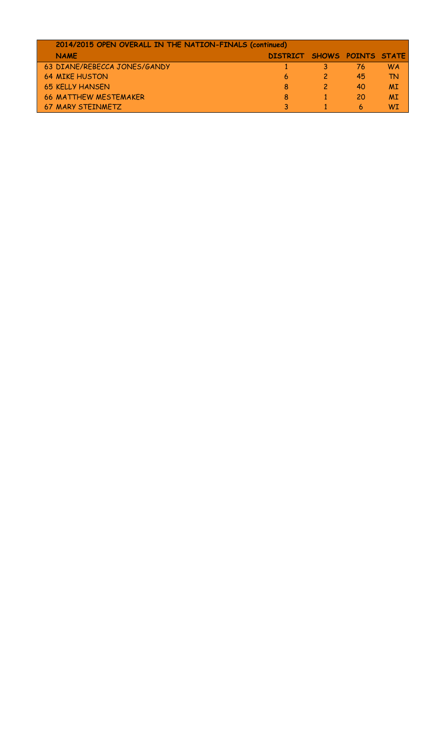## 2014/2015 OPEN OVERALL IN THE NATION-FINALS (continued)

| NAME | DISTRICT | SHOWS | POINTS | STATE |
|---|---|---|---|---|
| 63 DIANE/REBECCA JONES/GANDY | 1 | 3 | 76 | WA |
| 64 MIKE HUSTON | 6 | 2 | 45 | TN |
| 65 KELLY HANSEN | 8 | 2 | 40 | MI |
| 66 MATTHEW MESTEMAKER | 8 | 1 | 20 | MI |
| 67 MARY STEINMETZ | 3 | 1 | 6 | WI |